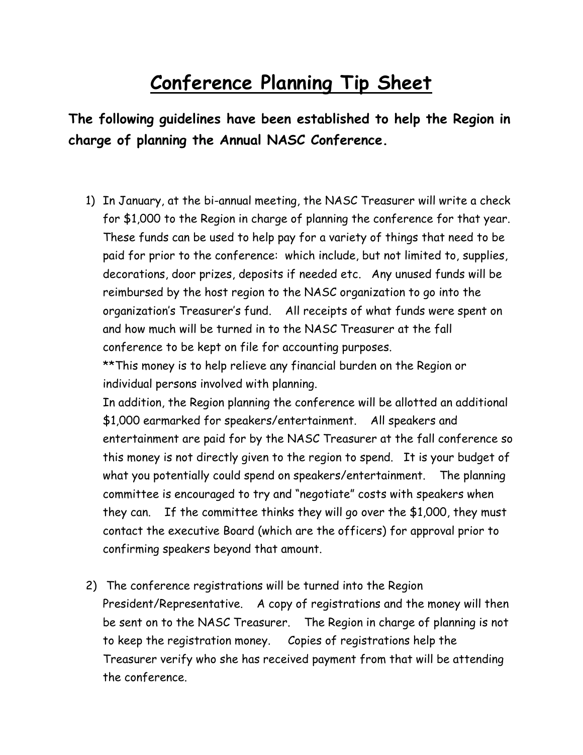# Conference Planning Tip Sheet

**The following guidelines have been established to help the Region in charge of planning the Annual NASC Conference.**

1) In January, at the bi-annual meeting, the NASC Treasurer will write a check for $1,000 to the Region in charge of planning the conference for that year. These funds can be used to help pay for a variety of things that need to be paid for prior to the conference: which include, but not limited to, supplies, decorations, door prizes, deposits if needed etc. Any unused funds will be reimbursed by the host region to the NASC organization to go into the organization's Treasurer's fund. All receipts of what funds were spent on and how much will be turned in to the NASC Treasurer at the fall conference to be kept on file for accounting purposes.
   **This money is to help relieve any financial burden on the Region or individual persons involved with planning.
   In addition, the Region planning the conference will be allotted an additional $1,000 earmarked for speakers/entertainment. All speakers and entertainment are paid for by the NASC Treasurer at the fall conference so this money is not directly given to the region to spend. It is your budget of what you potentially could spend on speakers/entertainment. The planning committee is encouraged to try and "negotiate" costs with speakers when they can. If the committee thinks they will go over the $1,000, they must contact the executive Board (which are the officers) for approval prior to confirming speakers beyond that amount.

2) The conference registrations will be turned into the Region President/Representative. A copy of registrations and the money will then be sent on to the NASC Treasurer. The Region in charge of planning is not to keep the registration money. Copies of registrations help the Treasurer verify who she has received payment from that will be attending the conference.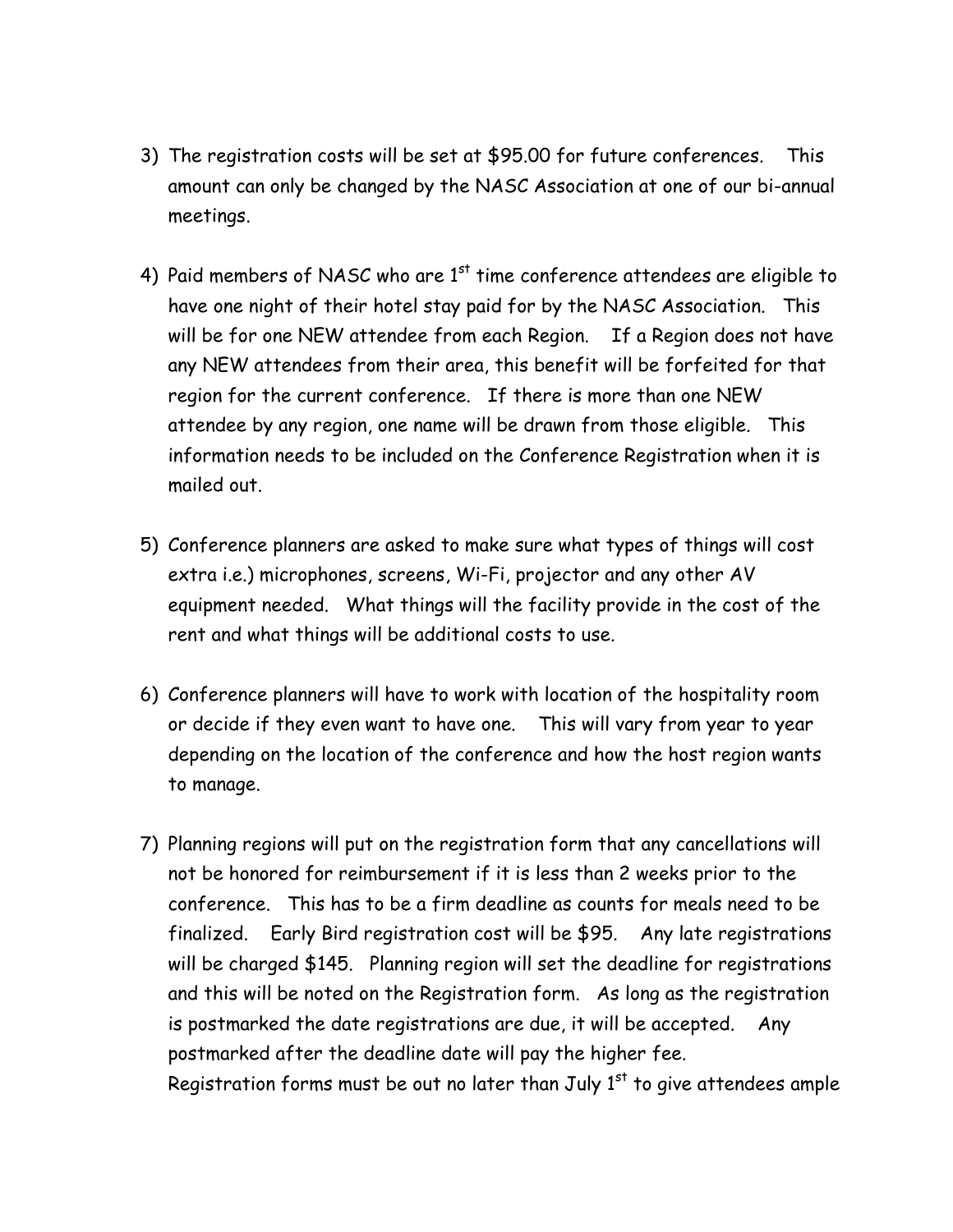3) The registration costs will be set at $95.00 for future conferences. This amount can only be changed by the NASC Association at one of our bi-annual meetings.

4) Paid members of NASC who are 1st time conference attendees are eligible to have one night of their hotel stay paid for by the NASC Association. This will be for one NEW attendee from each Region. If a Region does not have any NEW attendees from their area, this benefit will be forfeited for that region for the current conference. If there is more than one NEW attendee by any region, one name will be drawn from those eligible. This information needs to be included on the Conference Registration when it is mailed out.

5) Conference planners are asked to make sure what types of things will cost extra i.e.) microphones, screens, Wi-Fi, projector and any other AV equipment needed. What things will the facility provide in the cost of the rent and what things will be additional costs to use.

6) Conference planners will have to work with location of the hospitality room or decide if they even want to have one. This will vary from year to year depending on the location of the conference and how the host region wants to manage.

7) Planning regions will put on the registration form that any cancellations will not be honored for reimbursement if it is less than 2 weeks prior to the conference. This has to be a firm deadline as counts for meals need to be finalized. Early Bird registration cost will be $95. Any late registrations will be charged $145. Planning region will set the deadline for registrations and this will be noted on the Registration form. As long as the registration is postmarked the date registrations are due, it will be accepted. Any postmarked after the deadline date will pay the higher fee.
Registration forms must be out no later than July 1st to give attendees ample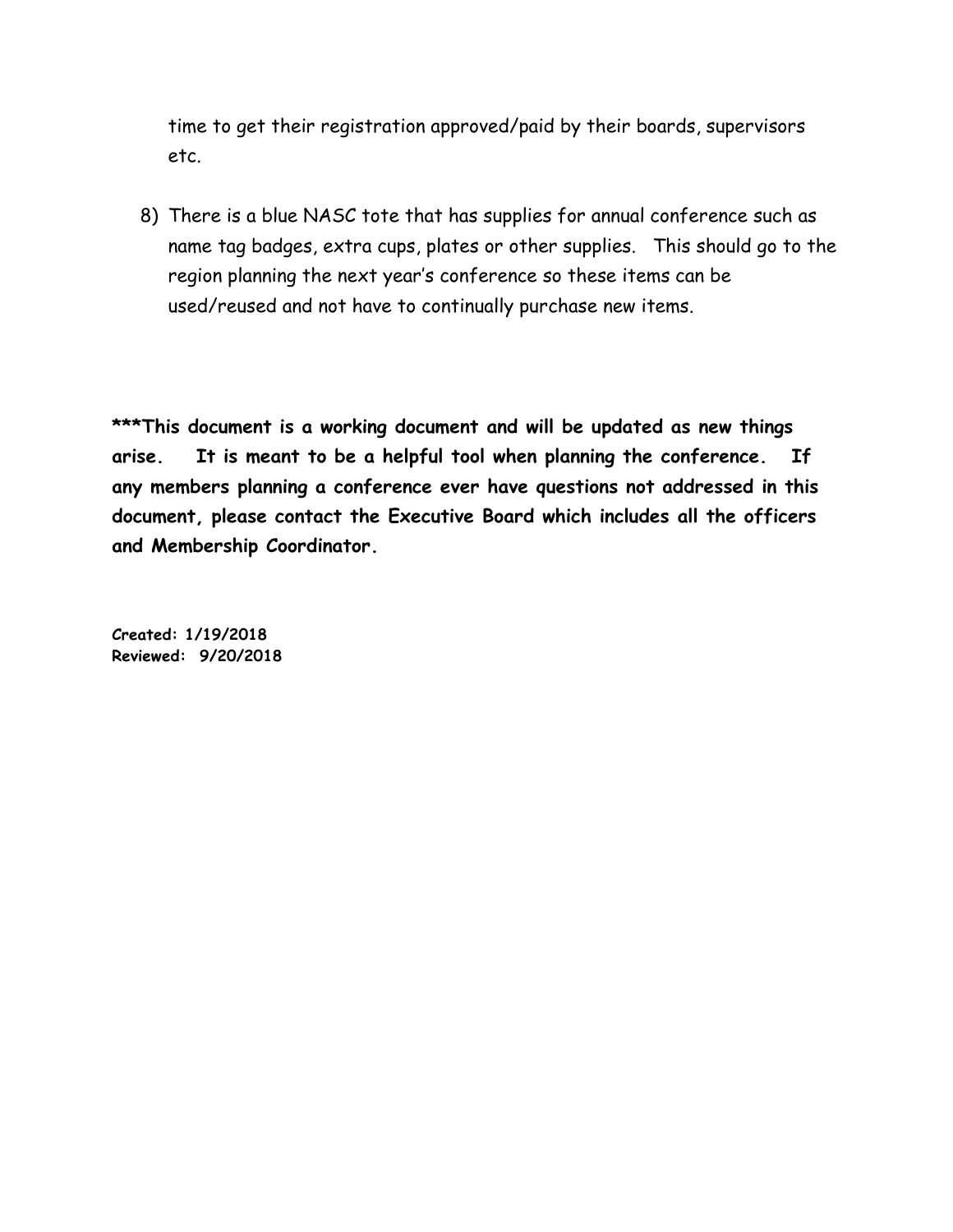time to get their registration approved/paid by their boards, supervisors etc.

8) There is a blue NASC tote that has supplies for annual conference such as name tag badges, extra cups, plates or other supplies. This should go to the region planning the next year's conference so these items can be used/reused and not have to continually purchase new items.

**\*\*\*This document is a working document and will be updated as new things arise. It is meant to be a helpful tool when planning the conference. If any members planning a conference ever have questions not addressed in this document, please contact the Executive Board which includes all the officers and Membership Coordinator.**

**Created: 1/19/2018**
**Reviewed: 9/20/2018**